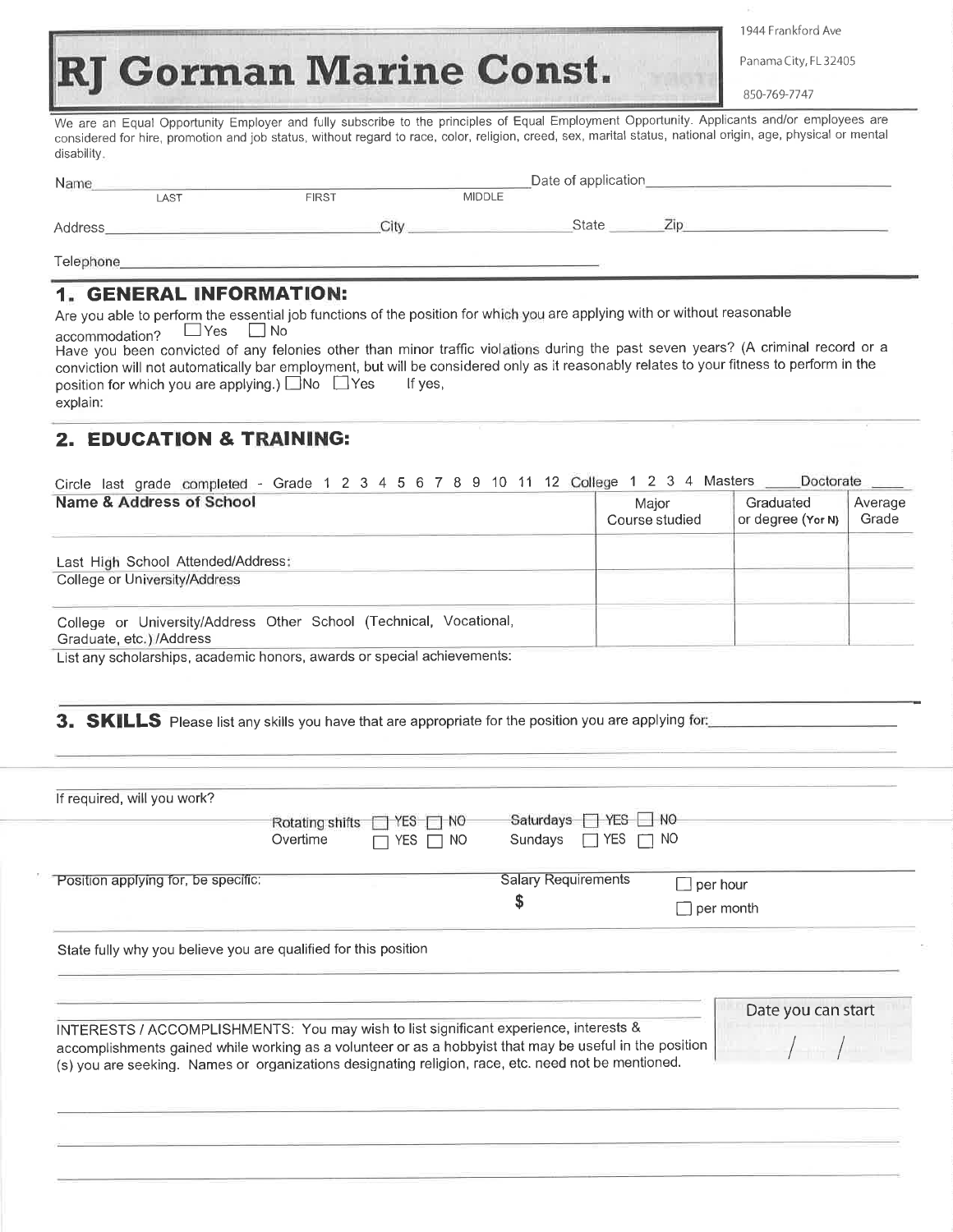# RJ Gorman Marine Const.

1944 Frankford Ave

Panama City, FL 32405

850-769-7747

We are an Equal Opportunity Employer and fully subscribe to the principles of Equal Employment Opportunity. Applicants and/or employees are considered for hire, promotion and job status, without regard to race, color, religion, creed, sex, marital status, national origin, age, physical or mental disability.

Name\_\_\_\_\_\_\_\_\_\_\_\_\_\_\_\_\_\_\_\_\_\_\_\_\_\_\_\_\_\_\_\_\_\_\_\_\_\_\_\_\_\_ Date of application\_\_\_\_\_\_\_\_\_\_\_\_\_\_\_\_\_\_\_\_
LAST FIRST MIDDLE

Address\_\_\_\_\_\_\_\_\_\_\_\_\_\_\_\_\_\_\_\_\_\_\_\_ City \_\_\_\_\_\_\_\_\_\_\_\_\_\_\_\_ State \_\_\_\_\_\_ Zip\_\_\_\_\_\_\_\_\_\_\_\_\_\_\_\_

Telephone\_\_\_\_\_\_\_\_\_\_\_\_\_\_\_\_\_\_\_\_\_\_\_\_\_\_\_\_\_\_\_\_\_\_\_\_\_\_\_\_

## 1. GENERAL INFORMATION:

Are you able to perform the essential job functions of the position for which you are applying with or without reasonable accommodation? ☐ Yes ☐ No

Have you been convicted of any felonies other than minor traffic violations during the past seven years? (A criminal record or a conviction will not automatically bar employment, but will be considered only as it reasonably relates to your fitness to perform in the position for which you are applying.) ☐ No ☐ Yes If yes, explain:

## 2. EDUCATION & TRAINING:

Circle last grade completed - Grade 1 2 3 4 5 6 7 8 9 10 11 12 College 1 2 3 4 Masters \_\_\_\_ Doctorate \_\_\_\_

| Name & Address of School | Major Course studied | Graduated or degree (Y or N) | Average Grade |
|---|---|---|---|
| Last High School Attended/Address: | | | |
| College or University/Address | | | |
| College or University/Address Other School (Technical, Vocational, Graduate, etc.) /Address | | | |

List any scholarships, academic honors, awards or special achievements:

## 3. SKILLS

Please list any skills you have that are appropriate for the position you are applying for:\_\_\_\_\_\_\_\_\_\_\_\_\_\_\_\_\_\_\_\_

If required, will you work?

Rotating shifts ☐ YES ☐ NO Saturdays ☐ YES ☐ NO

Overtime ☐ YES ☐ NO Sundays ☐ YES ☐ NO

Position applying for, be specific:

Salary Requirements $ ☐ per hour ☐ per month

State fully why you believe you are qualified for this position

Date you can start / /

INTERESTS / ACCOMPLISHMENTS: You may wish to list significant experience, interests & accomplishments gained while working as a volunteer or as a hobbyist that may be useful in the position (s) you are seeking. Names or organizations designating religion, race, etc. need not be mentioned.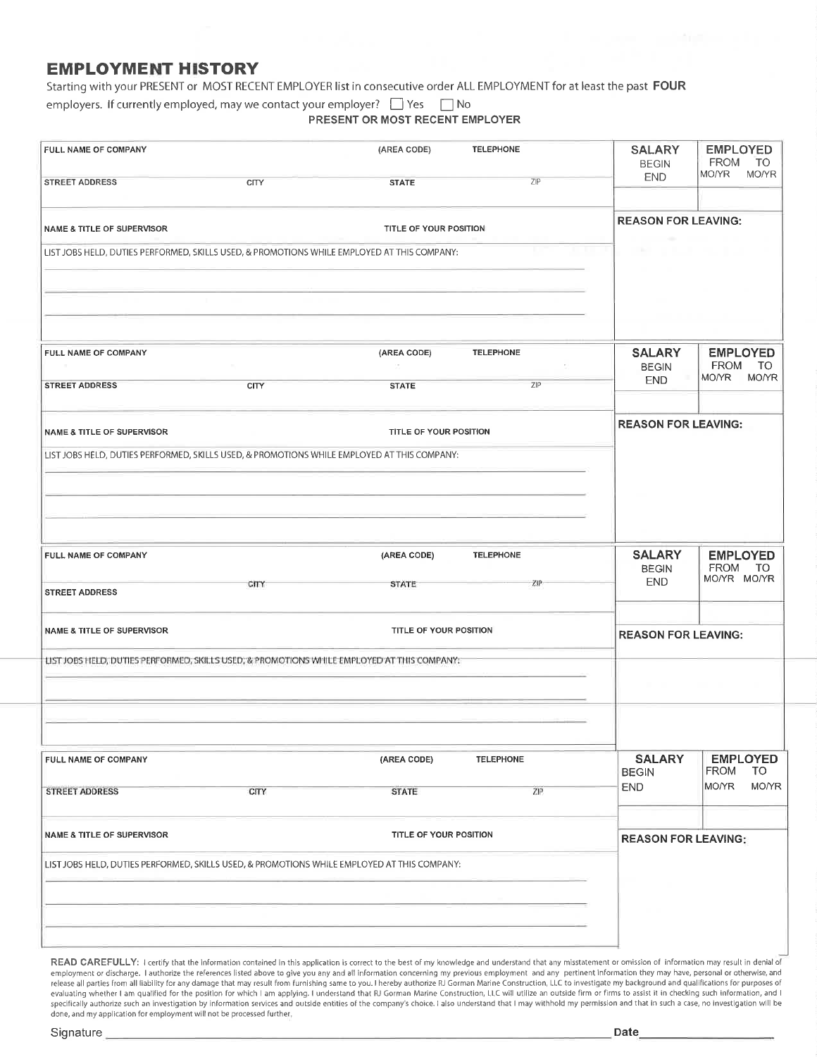## EMPLOYMENT HISTORY

Starting with your PRESENT or MOST RECENT EMPLOYER list in consecutive order ALL EMPLOYMENT for at least the past **FOUR** employers. If currently employed, may we contact your employer? ☐ Yes ☐ No

**PRESENT OR MOST RECENT EMPLOYER**

| | | | | | |
|---|---|---|---|---|---|
| FULL NAME OF COMPANY | | (AREA CODE) TELEPHONE | | SALARY BEGIN END | EMPLOYED FROM TO MO/YR MO/YR |
| STREET ADDRESS | CITY | STATE | ZIP | | |
| NAME & TITLE OF SUPERVISOR | | TITLE OF YOUR POSITION | | REASON FOR LEAVING: | |
| LIST JOBS HELD, DUTIES PERFORMED, SKILLS USED, & PROMOTIONS WHILE EMPLOYED AT THIS COMPANY: | | | | | |

| | | | | | |
|---|---|---|---|---|---|
| FULL NAME OF COMPANY | | (AREA CODE) TELEPHONE | | SALARY BEGIN END | EMPLOYED FROM TO MO/YR MO/YR |
| STREET ADDRESS | CITY | STATE | ZIP | | |
| NAME & TITLE OF SUPERVISOR | | TITLE OF YOUR POSITION | | REASON FOR LEAVING: | |
| LIST JOBS HELD, DUTIES PERFORMED, SKILLS USED, & PROMOTIONS WHILE EMPLOYED AT THIS COMPANY: | | | | | |

| | | | | | |
|---|---|---|---|---|---|
| FULL NAME OF COMPANY | | (AREA CODE) TELEPHONE | | SALARY BEGIN END | EMPLOYED FROM TO MO/YR MO/YR |
| STREET ADDRESS | CITY | STATE | ZIP | | |
| NAME & TITLE OF SUPERVISOR | | TITLE OF YOUR POSITION | | REASON FOR LEAVING: | |
| LIST JOBS HELD, DUTIES PERFORMED, SKILLS USED, & PROMOTIONS WHILE EMPLOYED AT THIS COMPANY: | | | | | |

| | | | | | |
|---|---|---|---|---|---|
| FULL NAME OF COMPANY | | (AREA CODE) TELEPHONE | | SALARY BEGIN END | EMPLOYED FROM TO MO/YR MO/YR |
| STREET ADDRESS | CITY | STATE | ZIP | | |
| NAME & TITLE OF SUPERVISOR | | TITLE OF YOUR POSITION | | REASON FOR LEAVING: | |
| LIST JOBS HELD, DUTIES PERFORMED, SKILLS USED, & PROMOTIONS WHILE EMPLOYED AT THIS COMPANY: | | | | | |

**READ CAREFULLY:** I certify that the information contained in this application is correct to the best of my knowledge and understand that any misstatement or omission of information may result in denial of employment or discharge. I authorize the references listed above to give you any and all information concerning my previous employment and any pertinent information they may have, personal or otherwise, and release all parties from all liability for any damage that may result from furnishing same to you. I hereby authorize RJ Gorman Marine Construction, LLC to investigate my background and qualifications for purposes of evaluating whether I am qualified for the position for which I am applying. I understand that RJ Gorman Marine Construction, LLC will utilize an outside firm or firms to assist it in checking such information, and I specifically authorize such an investigation by information services and outside entities of the company's choice. I also understand that I may withhold my permission and that in such a case, no investigation will be done, and my application for employment will not be processed further.

Signature ______________________________ **Date** ______________